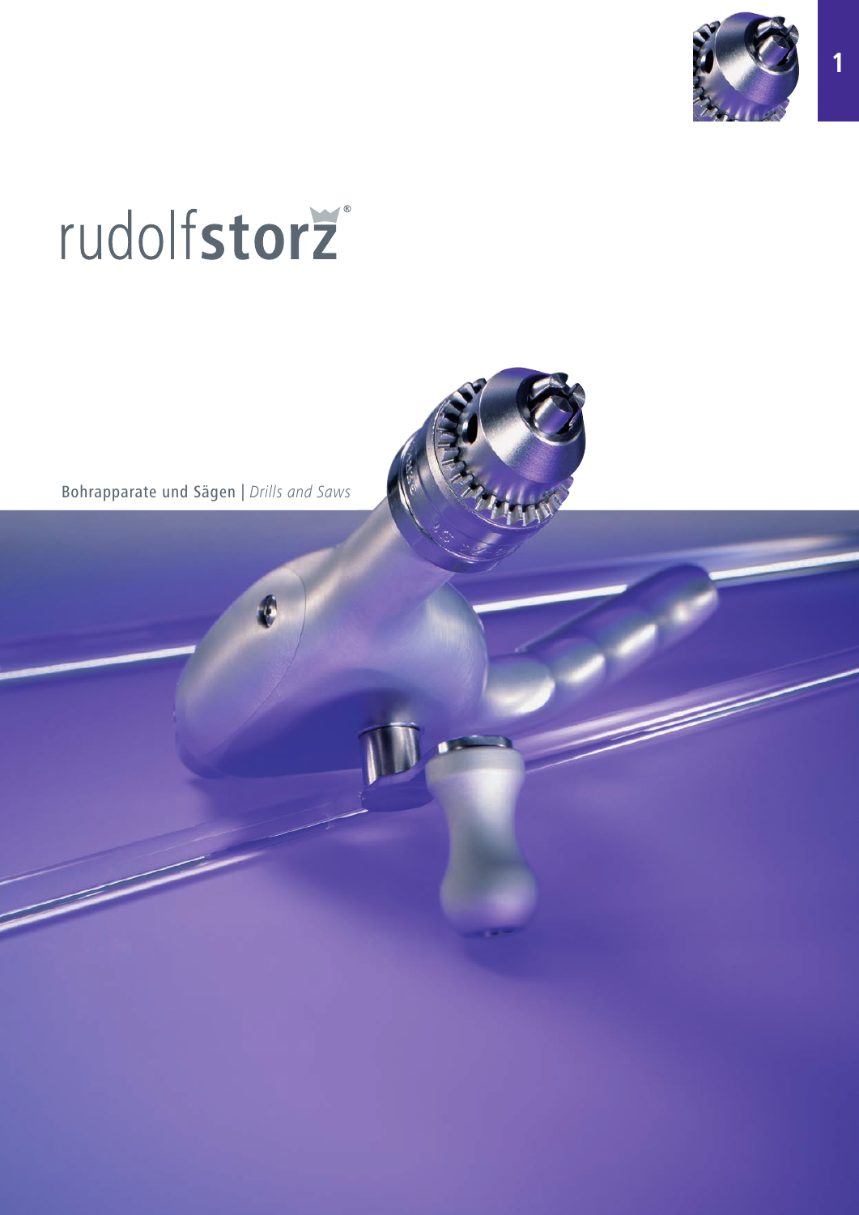# rudolfstorz®

Bohrapparate und Sägen | *Drills and Saws*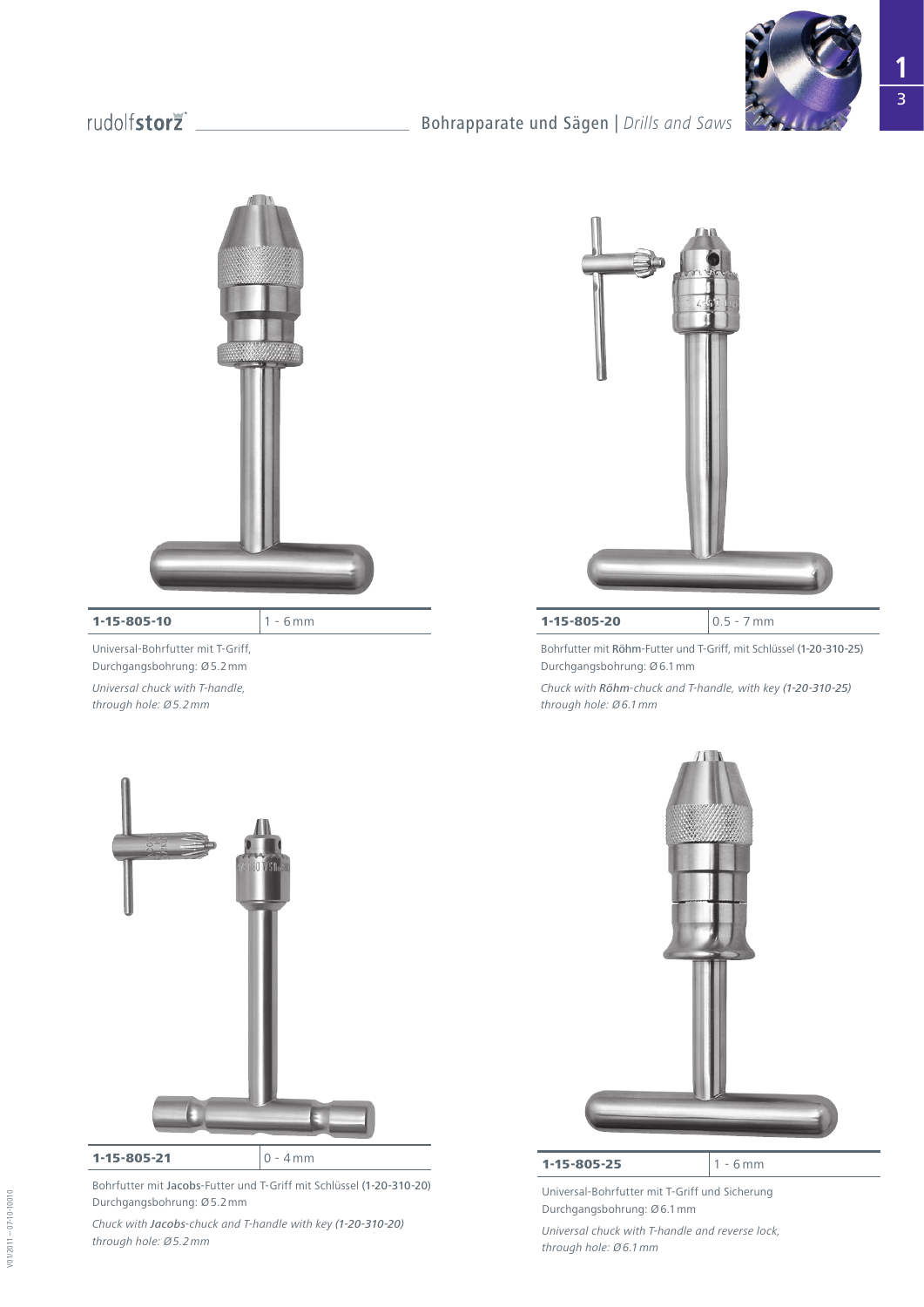| 1-15-805-10 | 1 - 6 mm |
| --- | --- |

Universal-Bohrfutter mit T-Griff,
Durchgangsbohrung: Ø 5.2 mm

*Universal chuck with T-handle,*
*through hole: Ø 5.2 mm*

| 1-15-805-20 | 0.5 - 7 mm |
| --- | --- |

Bohrfutter mit **Röhm**-Futter und T-Griff, mit Schlüssel (1-20-310-25)
Durchgangsbohrung: Ø 6.1 mm

*Chuck with **Röhm**-chuck and T-handle, with key (1-20-310-25)*
*through hole: Ø 6.1 mm*

| 1-15-805-21 | 0 - 4 mm |
| --- | --- |

Bohrfutter mit **Jacobs**-Futter und T-Griff mit Schlüssel (1-20-310-20)
Durchgangsbohrung: Ø 5.2 mm

*Chuck with **Jacobs**-chuck and T-handle with key (1-20-310-20)*
*through hole: Ø 5.2 mm*

| 1-15-805-25 | 1 - 6 mm |
| --- | --- |

Universal-Bohrfutter mit T-Griff und Sicherung
Durchgangsbohrung: Ø 6.1 mm

*Universal chuck with T-handle and reverse lock,*
*through hole: Ø 6.1 mm*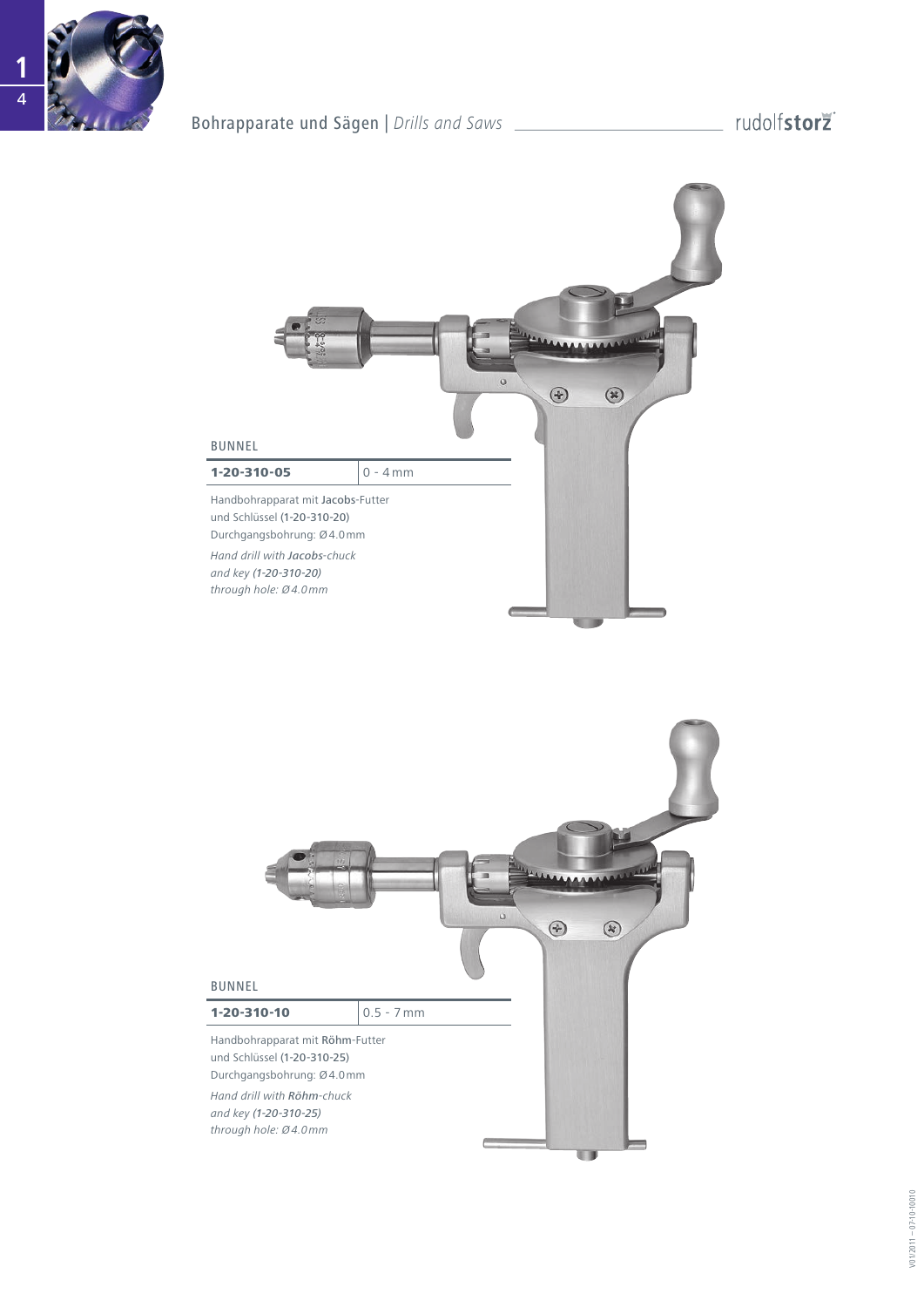BUNNEL

| **1-20-310-05** | 0 - 4 mm |
|---|---|

Handbohrapparat mit **Jacobs**-Futter
und Schlüssel (1-20-310-20)
Durchgangsbohrung: Ø 4.0 mm

*Hand drill with **Jacobs**-chuck*
*and key (1-20-310-20)*
*through hole: Ø 4.0 mm*

BUNNEL

| **1-20-310-10** | 0.5 - 7 mm |
|---|---|

Handbohrapparat mit **Röhm**-Futter
und Schlüssel (1-20-310-25)
Durchgangsbohrung: Ø 4.0 mm

*Hand drill with **Röhm**-chuck*
*and key (1-20-310-25)*
*through hole: Ø 4.0 mm*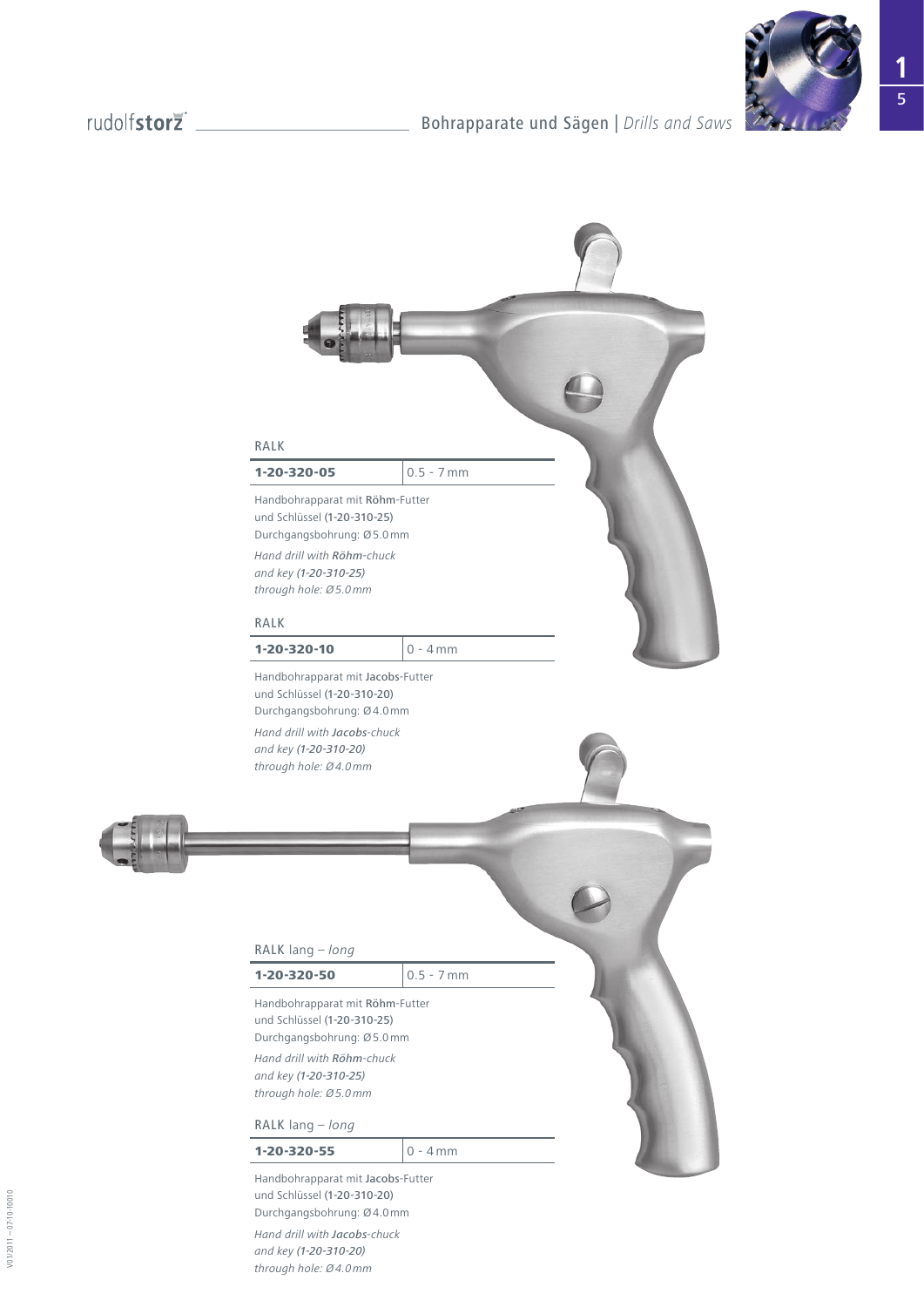RALK

| 1-20-320-05 | 0.5 - 7 mm |
|---|---|

Handbohrapparat mit **Röhm**-Futter
und Schlüssel (1-20-310-25)
Durchgangsbohrung: Ø 5.0 mm

*Hand drill with **Röhm**-chuck*
*and key (1-20-310-25)*
*through hole: Ø 5.0 mm*

RALK

| 1-20-320-10 | 0 - 4 mm |
|---|---|

Handbohrapparat mit **Jacobs**-Futter
und Schlüssel (1-20-310-20)
Durchgangsbohrung: Ø 4.0 mm

*Hand drill with **Jacobs**-chuck*
*and key (1-20-310-20)*
*through hole: Ø 4.0 mm*

RALK lang – *long*

| 1-20-320-50 | 0.5 - 7 mm |
|---|---|

Handbohrapparat mit **Röhm**-Futter
und Schlüssel (1-20-310-25)
Durchgangsbohrung: Ø 5.0 mm

*Hand drill with **Röhm**-chuck*
*and key (1-20-310-25)*
*through hole: Ø 5.0 mm*

RALK lang – *long*

| 1-20-320-55 | 0 - 4 mm |
|---|---|

Handbohrapparat mit **Jacobs**-Futter
und Schlüssel (1-20-310-20)
Durchgangsbohrung: Ø 4.0 mm

*Hand drill with **Jacobs**-chuck*
*and key (1-20-310-20)*
*through hole: Ø 4.0 mm*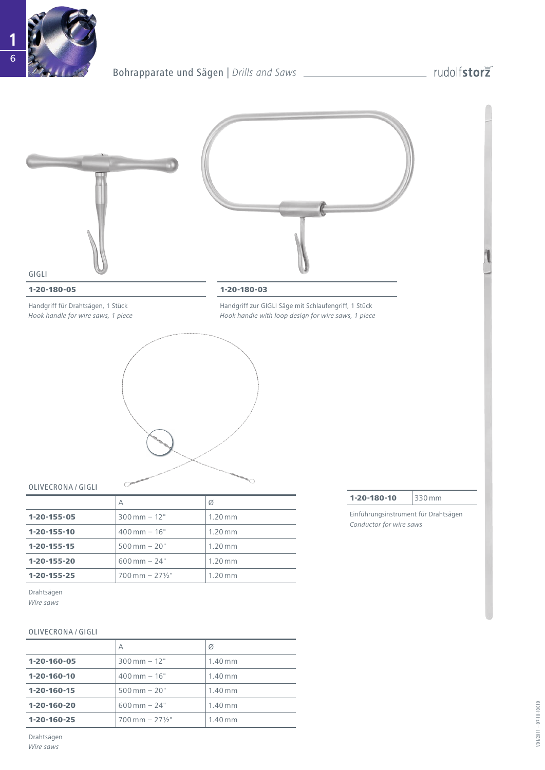# Bohrapparate und Sägen | *Drills and Saws*

GIGLI

**1-20-180-05**

Handgriff für Drahtsägen, 1 Stück
*Hook handle for wire saws, 1 piece*

**1-20-180-03**

Handgriff zur GIGLI Säge mit Schlaufengriff, 1 Stück
*Hook handle with loop design for wire saws, 1 piece*

OLIVECRONA / GIGLI

| | A | Ø |
|---|---|---|
| **1-20-155-05** | 300 mm – 12" | 1.20 mm |
| **1-20-155-10** | 400 mm – 16" | 1.20 mm |
| **1-20-155-15** | 500 mm – 20" | 1.20 mm |
| **1-20-155-20** | 600 mm – 24" | 1.20 mm |
| **1-20-155-25** | 700 mm – 27½" | 1.20 mm |

Drahtsägen
*Wire saws*

OLIVECRONA / GIGLI

| | A | Ø |
|---|---|---|
| **1-20-160-05** | 300 mm – 12" | 1.40 mm |
| **1-20-160-10** | 400 mm – 16" | 1.40 mm |
| **1-20-160-15** | 500 mm – 20" | 1.40 mm |
| **1-20-160-20** | 600 mm – 24" | 1.40 mm |
| **1-20-160-25** | 700 mm – 27½" | 1.40 mm |

Drahtsägen
*Wire saws*

| | |
|---|---|
| **1-20-180-10** | 330 mm |

Einführungsinstrument für Drahtsägen
*Conductor for wire saws*